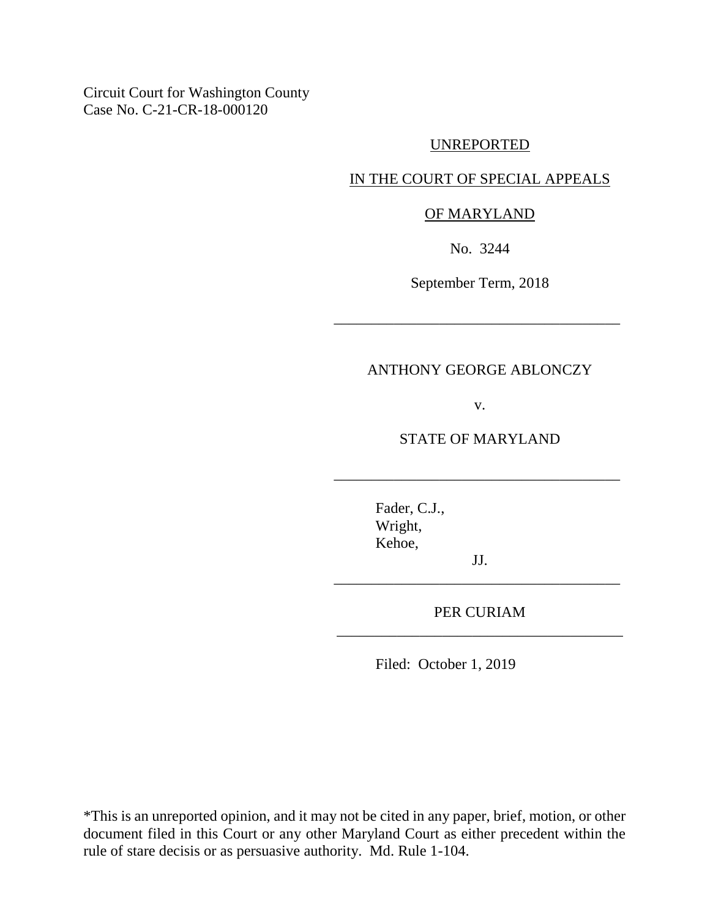Circuit Court for Washington County
Case No. C-21-CR-18-000120

UNREPORTED

IN THE COURT OF SPECIAL APPEALS

OF MARYLAND

No. 3244

September Term, 2018

---

ANTHONY GEORGE ABLONCZY

v.

STATE OF MARYLAND

---

Fader, C.J.,
Wright,
Kehoe,

JJ.

---

PER CURIAM

---

Filed: October 1, 2019

*This is an unreported opinion, and it may not be cited in any paper, brief, motion, or other document filed in this Court or any other Maryland Court as either precedent within the rule of stare decisis or as persuasive authority. Md. Rule 1-104.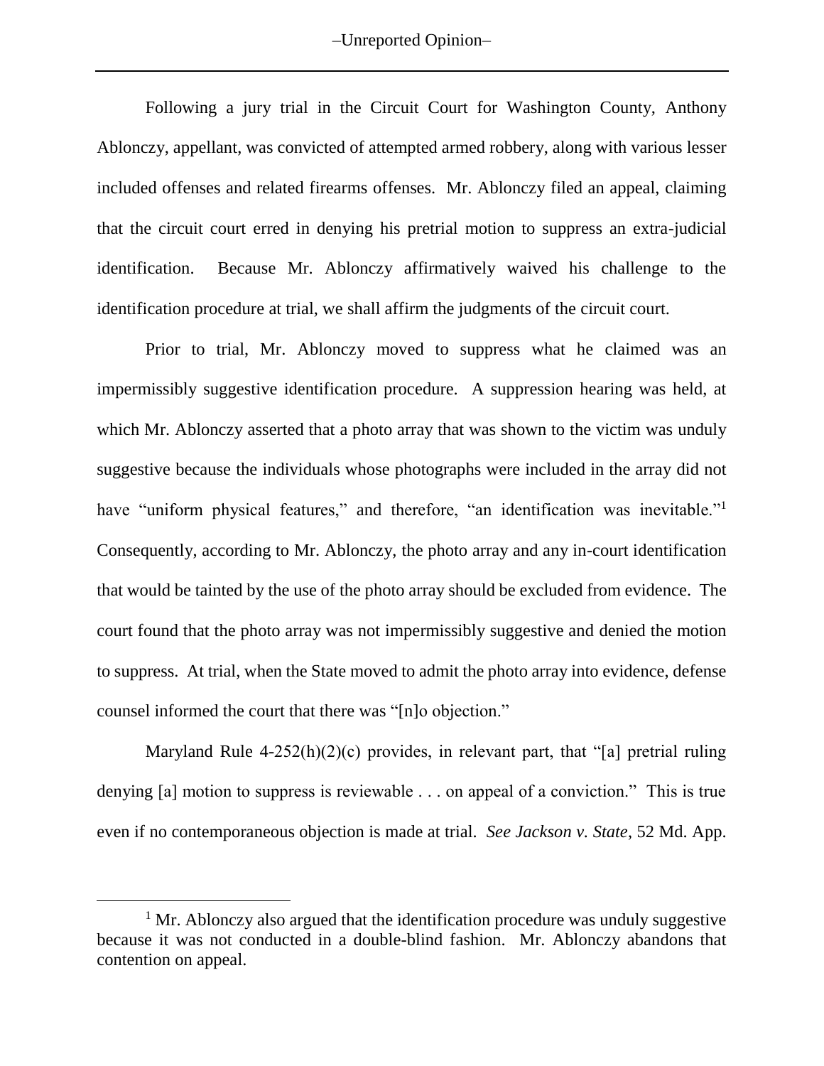Following a jury trial in the Circuit Court for Washington County, Anthony Ablonczy, appellant, was convicted of attempted armed robbery, along with various lesser included offenses and related firearms offenses. Mr. Ablonczy filed an appeal, claiming that the circuit court erred in denying his pretrial motion to suppress an extra-judicial identification. Because Mr. Ablonczy affirmatively waived his challenge to the identification procedure at trial, we shall affirm the judgments of the circuit court.

Prior to trial, Mr. Ablonczy moved to suppress what he claimed was an impermissibly suggestive identification procedure. A suppression hearing was held, at which Mr. Ablonczy asserted that a photo array that was shown to the victim was unduly suggestive because the individuals whose photographs were included in the array did not have "uniform physical features," and therefore, "an identification was inevitable."[1] Consequently, according to Mr. Ablonczy, the photo array and any in-court identification that would be tainted by the use of the photo array should be excluded from evidence. The court found that the photo array was not impermissibly suggestive and denied the motion to suppress. At trial, when the State moved to admit the photo array into evidence, defense counsel informed the court that there was "[n]o objection."

Maryland Rule 4-252(h)(2)(c) provides, in relevant part, that "[a] pretrial ruling denying [a] motion to suppress is reviewable . . . on appeal of a conviction." This is true even if no contemporaneous objection is made at trial. *See Jackson v. State*, 52 Md. App.

---

[1] Mr. Ablonczy also argued that the identification procedure was unduly suggestive because it was not conducted in a double-blind fashion. Mr. Ablonczy abandons that contention on appeal.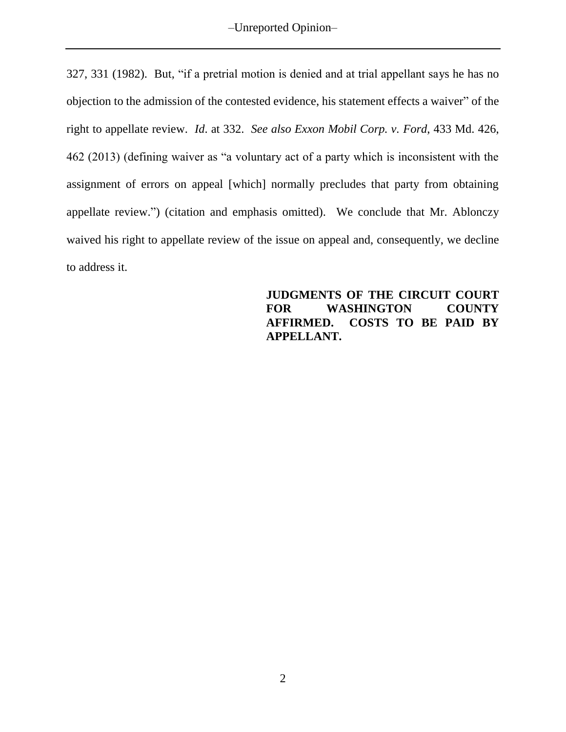327, 331 (1982). But, "if a pretrial motion is denied and at trial appellant says he has no objection to the admission of the contested evidence, his statement effects a waiver" of the right to appellate review. *Id*. at 332. *See also Exxon Mobil Corp. v. Ford*, 433 Md. 426, 462 (2013) (defining waiver as "a voluntary act of a party which is inconsistent with the assignment of errors on appeal [which] normally precludes that party from obtaining appellate review.") (citation and emphasis omitted). We conclude that Mr. Ablonczy waived his right to appellate review of the issue on appeal and, consequently, we decline to address it.

**JUDGMENTS OF THE CIRCUIT COURT FOR WASHINGTON COUNTY AFFIRMED. COSTS TO BE PAID BY APPELLANT.**